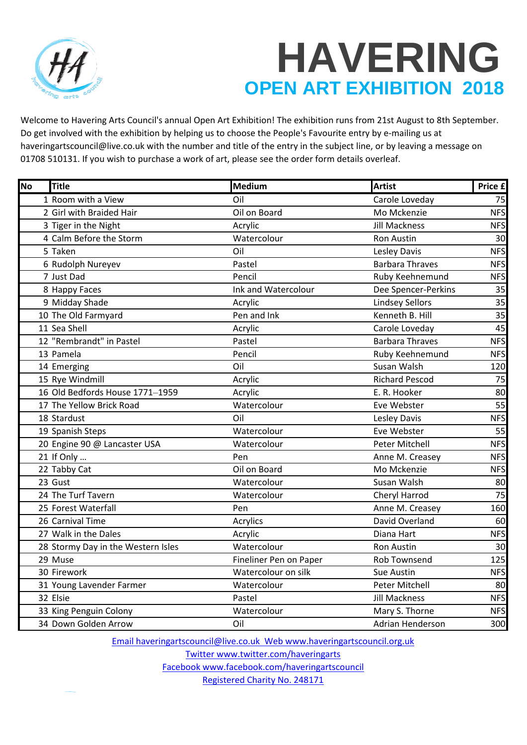# HAVERING

## OPEN ART EXHIBITION 2018

Welcome to Havering Arts Council's annual Open Art Exhibition! The exhibition runs from 21st August to 8th September. Do get involved with the exhibition by helping us to choose the People's Favourite entry by e-mailing us at haveringartscouncil@live.co.uk with the number and title of the entry in the subject line, or by leaving a message on 01708 510131. If you wish to purchase a work of art, please see the order form details overleaf.

| No | Title | Medium | Artist | Price £ |
|---|---|---|---|---|
| 1 | Room with a View | Oil | Carole Loveday | 75 |
| 2 | Girl with Braided Hair | Oil on Board | Mo Mckenzie | NFS |
| 3 | Tiger in the Night | Acrylic | Jill Mackness | NFS |
| 4 | Calm Before the Storm | Watercolour | Ron Austin | 30 |
| 5 | Taken | Oil | Lesley Davis | NFS |
| 6 | Rudolph Nureyev | Pastel | Barbara Thraves | NFS |
| 7 | Just Dad | Pencil | Ruby Keehnemund | NFS |
| 8 | Happy Faces | Ink and Watercolour | Dee Spencer-Perkins | 35 |
| 9 | Midday Shade | Acrylic | Lindsey Sellors | 35 |
| 10 | The Old Farmyard | Pen and Ink | Kenneth B. Hill | 35 |
| 11 | Sea Shell | Acrylic | Carole Loveday | 45 |
| 12 | "Rembrandt" in Pastel | Pastel | Barbara Thraves | NFS |
| 13 | Pamela | Pencil | Ruby Keehnemund | NFS |
| 14 | Emerging | Oil | Susan Walsh | 120 |
| 15 | Rye Windmill | Acrylic | Richard Pescod | 75 |
| 16 | Old Bedfords House 1771–1959 | Acrylic | E. R. Hooker | 80 |
| 17 | The Yellow Brick Road | Watercolour | Eve Webster | 55 |
| 18 | Stardust | Oil | Lesley Davis | NFS |
| 19 | Spanish Steps | Watercolour | Eve Webster | 55 |
| 20 | Engine 90 @ Lancaster USA | Watercolour | Peter Mitchell | NFS |
| 21 | If Only … | Pen | Anne M. Creasey | NFS |
| 22 | Tabby Cat | Oil on Board | Mo Mckenzie | NFS |
| 23 | Gust | Watercolour | Susan Walsh | 80 |
| 24 | The Turf Tavern | Watercolour | Cheryl Harrod | 75 |
| 25 | Forest Waterfall | Pen | Anne M. Creasey | 160 |
| 26 | Carnival Time | Acrylics | David Overland | 60 |
| 27 | Walk in the Dales | Acrylic | Diana Hart | NFS |
| 28 | Stormy Day in the Western Isles | Watercolour | Ron Austin | 30 |
| 29 | Muse | Fineliner Pen on Paper | Rob Townsend | 125 |
| 30 | Firework | Watercolour on silk | Sue Austin | NFS |
| 31 | Young Lavender Farmer | Watercolour | Peter Mitchell | 80 |
| 32 | Elsie | Pastel | Jill Mackness | NFS |
| 33 | King Penguin Colony | Watercolour | Mary S. Thorne | NFS |
| 34 | Down Golden Arrow | Oil | Adrian Henderson | 300 |

Email haveringartscouncil@live.co.uk Web www.haveringartscouncil.org.uk
Twitter www.twitter.com/haveringarts
Facebook www.facebook.com/haveringartscouncil
Registered Charity No. 248171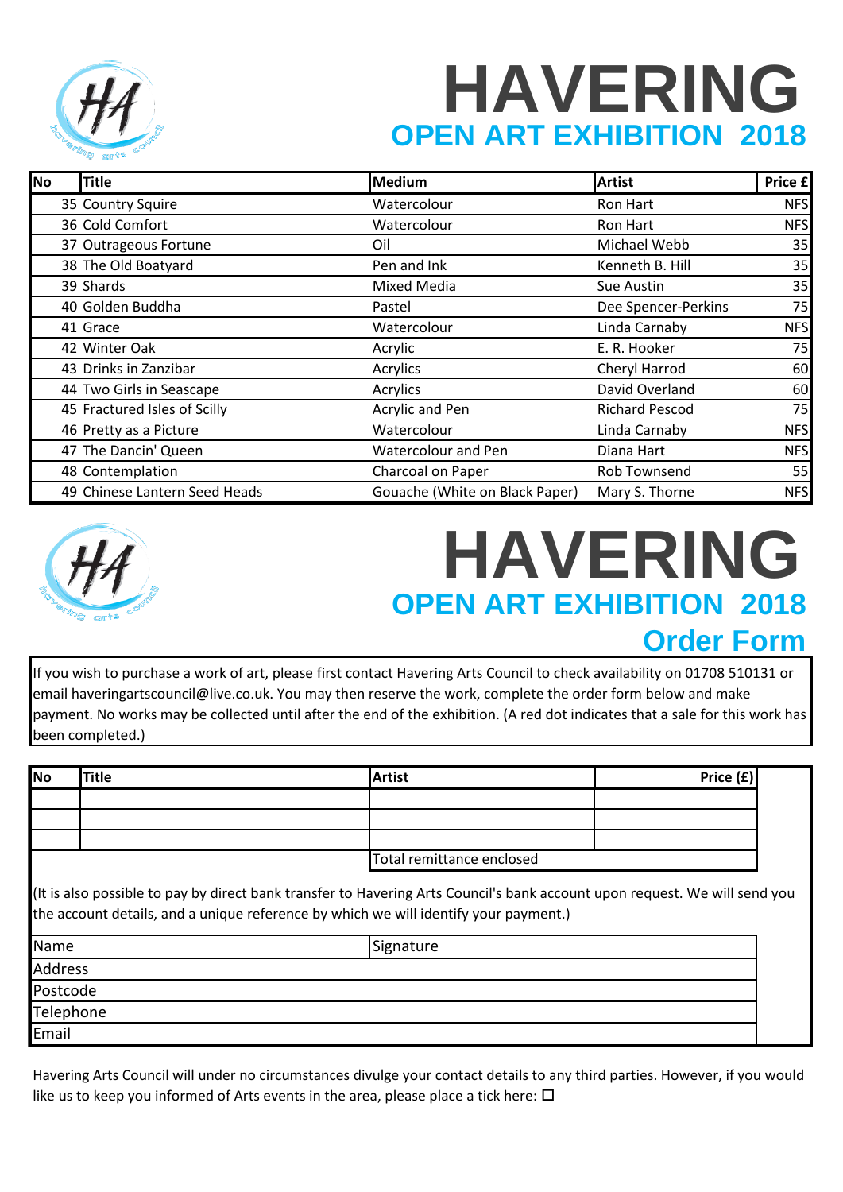# HAVERING

## OPEN ART EXHIBITION 2018

| No | Title | Medium | Artist | Price £ |
|---|---|---|---|---|
| 35 | Country Squire | Watercolour | Ron Hart | NFS |
| 36 | Cold Comfort | Watercolour | Ron Hart | NFS |
| 37 | Outrageous Fortune | Oil | Michael Webb | 35 |
| 38 | The Old Boatyard | Pen and Ink | Kenneth B. Hill | 35 |
| 39 | Shards | Mixed Media | Sue Austin | 35 |
| 40 | Golden Buddha | Pastel | Dee Spencer-Perkins | 75 |
| 41 | Grace | Watercolour | Linda Carnaby | NFS |
| 42 | Winter Oak | Acrylic | E. R. Hooker | 75 |
| 43 | Drinks in Zanzibar | Acrylics | Cheryl Harrod | 60 |
| 44 | Two Girls in Seascape | Acrylics | David Overland | 60 |
| 45 | Fractured Isles of Scilly | Acrylic and Pen | Richard Pescod | 75 |
| 46 | Pretty as a Picture | Watercolour | Linda Carnaby | NFS |
| 47 | The Dancin' Queen | Watercolour and Pen | Diana Hart | NFS |
| 48 | Contemplation | Charcoal on Paper | Rob Townsend | 55 |
| 49 | Chinese Lantern Seed Heads | Gouache (White on Black Paper) | Mary S. Thorne | NFS |

# HAVERING

## OPEN ART EXHIBITION 2018

## Order Form

If you wish to purchase a work of art, please first contact Havering Arts Council to check availability on 01708 510131 or email haveringartscouncil@live.co.uk. You may then reserve the work, complete the order form below and make payment. No works may be collected until after the end of the exhibition. (A red dot indicates that a sale for this work has been completed.)

| No | Title | Artist | Price (£) |
|---|---|---|---|
| | | | |
| | | | |
| | | | |
| | | Total remittance enclosed | |

(It is also possible to pay by direct bank transfer to Havering Arts Council's bank account upon request. We will send you the account details, and a unique reference by which we will identify your payment.)

| | |
|---|---|
| Name | Signature |
| Address | |
| Postcode | |
| Telephone | |
| Email | |

Havering Arts Council will under no circumstances divulge your contact details to any third parties. However, if you would like us to keep you informed of Arts events in the area, please place a tick here: ☐